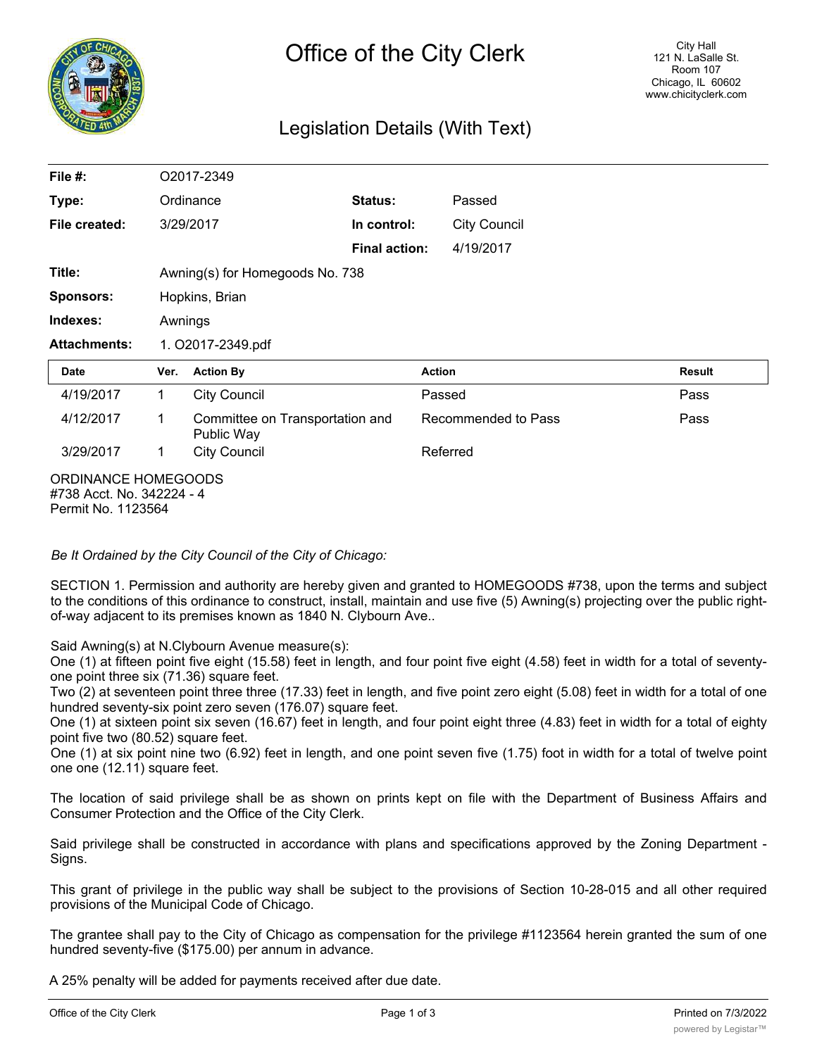# Office of the City Clerk

City Hall
121 N. LaSalle St.
Room 107
Chicago, IL 60602
www.chicityclerk.com

## Legislation Details (With Text)

| | | | |
|---|---|---|---|
| **File #:** | O2017-2349 | | |
| **Type:** | Ordinance | **Status:** | Passed |
| **File created:** | 3/29/2017 | **In control:** | City Council |
| | | **Final action:** | 4/19/2017 |
| **Title:** | Awning(s) for Homegoods No. 738 | | |
| **Sponsors:** | Hopkins, Brian | | |
| **Indexes:** | Awnings | | |
| **Attachments:** | 1. O2017-2349.pdf | | |

| Date | Ver. | Action By | Action | Result |
|---|---|---|---|---|
| 4/19/2017 | 1 | City Council | Passed | Pass |
| 4/12/2017 | 1 | Committee on Transportation and Public Way | Recommended to Pass | Pass |
| 3/29/2017 | 1 | City Council | Referred | |

ORDINANCE HOMEGOODS
#738 Acct. No. 342224 - 4
Permit No. 1123564

*Be It Ordained by the City Council of the City of Chicago:*

SECTION 1. Permission and authority are hereby given and granted to HOMEGOODS #738, upon the terms and subject to the conditions of this ordinance to construct, install, maintain and use five (5) Awning(s) projecting over the public right-of-way adjacent to its premises known as 1840 N. Clybourn Ave..

Said Awning(s) at N.Clybourn Avenue measure(s):
One (1) at fifteen point five eight (15.58) feet in length, and four point five eight (4.58) feet in width for a total of seventy-one point three six (71.36) square feet.
Two (2) at seventeen point three three (17.33) feet in length, and five point zero eight (5.08) feet in width for a total of one hundred seventy-six point zero seven (176.07) square feet.
One (1) at sixteen point six seven (16.67) feet in length, and four point eight three (4.83) feet in width for a total of eighty point five two (80.52) square feet.
One (1) at six point nine two (6.92) feet in length, and one point seven five (1.75) foot in width for a total of twelve point one one (12.11) square feet.

The location of said privilege shall be as shown on prints kept on file with the Department of Business Affairs and Consumer Protection and the Office of the City Clerk.

Said privilege shall be constructed in accordance with plans and specifications approved by the Zoning Department - Signs.

This grant of privilege in the public way shall be subject to the provisions of Section 10-28-015 and all other required provisions of the Municipal Code of Chicago.

The grantee shall pay to the City of Chicago as compensation for the privilege #1123564 herein granted the sum of one hundred seventy-five ($175.00) per annum in advance.

A 25% penalty will be added for payments received after due date.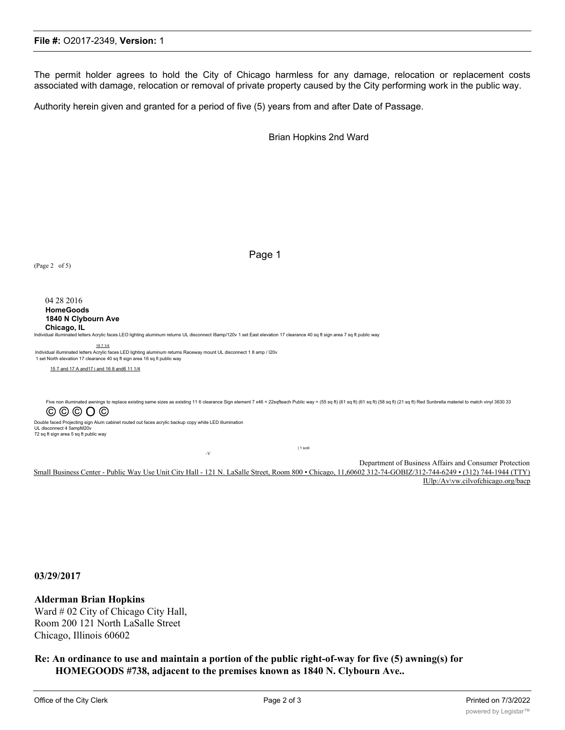The permit holder agrees to hold the City of Chicago harmless for any damage, relocation or replacement costs associated with damage, relocation or removal of private property caused by the City performing work in the public way.

Authority herein given and granted for a period of five (5) years from and after Date of Passage.

Brian Hopkins 2nd Ward

(Page 2 of 5)

04 28 2016
**HomeGoods**
**1840 N Clybourn Ave**
**Chicago, IL**

Individual illuminated letters Acrylic faces LEO lighting aluminum returns UL disconnect I8amp/120v 1 set East elevation 17 clearance 40 sq ft sign area 7 sq ft public way

16 7 1/4

Individual illuminated letters Acrylic faces LED lighting aluminum returns Raceway mount UL disconnect 1 8 amp / I20v
1 set North elevation 17 clearance 40 sq ft sign area 16 sq fl public way

15 7 and 17 A and17 i and 16 8 and6 11 1/4

Five non illuminated awnings to replace existing same sizes as existing 11 6 clearance Sign element 7 x46 = 22sqfteach Public way = (55 sq ft) (61 sq ft) (61 sq ft) (58 sq fl) (21 sq ft) Red Sunbrella materiel to match vinyl 3630 33

© © © O ©

Double faced Projecting sign Alum cabinet routed out faces acrylic backup copy white LED illumination
UL disconnect 4 5ampM20v
72 sq ft sign area 5 sq ft public way

| 1 scdi

-V

Department of Business Affairs and Consumer Protection
Small Business Center - Public Way Use Unit City Hall - 121 N. LaSalle Street, Room 800 • Chicago, 11,60602 312-74-GOBIZ/312-744-6249 • (312) 744-1944 (TTY)
IUlp:/Av\vw.cilvofchicago.org/bacp

**03/29/2017**

**Alderman Brian Hopkins**
Ward # 02 City of Chicago City Hall,
Room 200 121 North LaSalle Street
Chicago, Illinois 60602

**Re: An ordinance to use and maintain a portion of the public right-of-way for five (5) awning(s) for HOMEGOODS #738, adjacent to the premises known as 1840 N. Clybourn Ave..**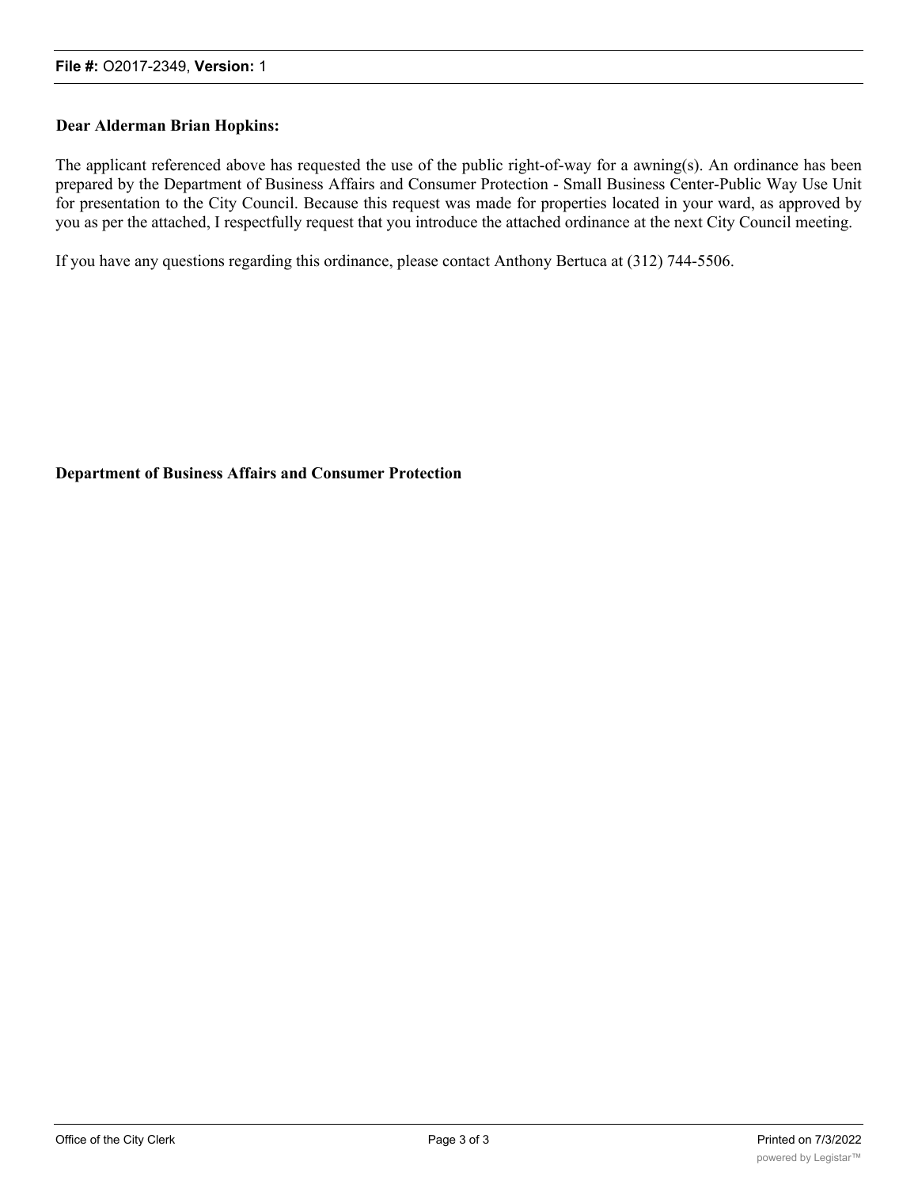**Dear Alderman Brian Hopkins:**

The applicant referenced above has requested the use of the public right-of-way for a awning(s). An ordinance has been prepared by the Department of Business Affairs and Consumer Protection - Small Business Center-Public Way Use Unit for presentation to the City Council. Because this request was made for properties located in your ward, as approved by you as per the attached, I respectfully request that you introduce the attached ordinance at the next City Council meeting.

If you have any questions regarding this ordinance, please contact Anthony Bertuca at (312) 744-5506.

**Department of Business Affairs and Consumer Protection**